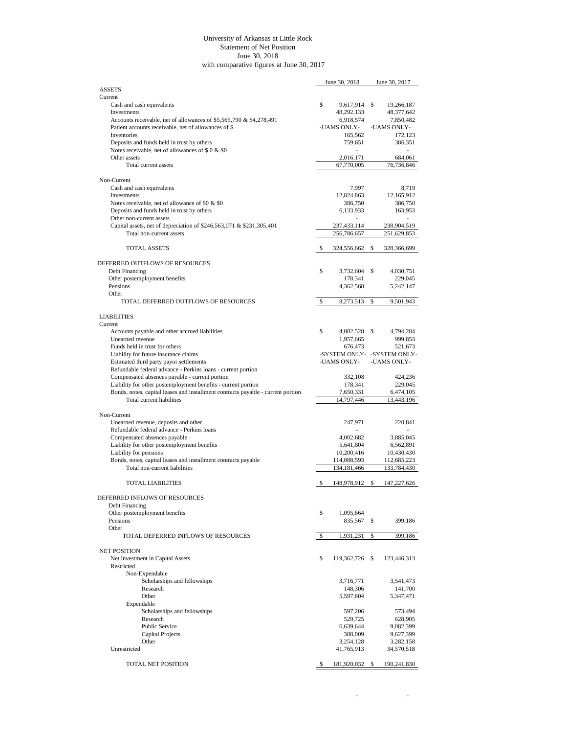# University of Arkansas at Little Rock
## Statement of Net Position
### June 30, 2018
### with comparative figures at June 30, 2017

| | June 30, 2018 | June 30, 2017 |
|---|---|---|
| **ASSETS** | | |
| Current | | |
| Cash and cash equivalents | $ 9,617,914 | $ 19,266,187 |
| Investments | 48,292,133 | 48,377,642 |
| Accounts receivable, net of allowances of $5,565,790 & $4,278,491 | 6,918,574 | 7,850,482 |
| Patient accounts receivable, net of allowances of $ | -UAMS ONLY- | -UAMS ONLY- |
| Inventories | 165,562 | 172,123 |
| Deposits and funds held in trust by others | 759,651 | 386,351 |
| Notes receivable, net of allowances of $ 0 & $0 | - | - |
| Other assets | 2,016,171 | 684,061 |
| Total current assets | 67,770,005 | 76,736,846 |
| Non-Current | | |
| Cash and cash equivalents | 7,997 | 8,719 |
| Investments | 12,824,863 | 12,165,912 |
| Notes receivable, net of allowance of $0 & $0 | 386,750 | 386,750 |
| Deposits and funds held in trust by others | 6,133,933 | 163,953 |
| Other non-current assets | - | - |
| Capital assets, net of depreciation of $246,563,071 & $231,305,401 | 237,433,114 | 238,904,519 |
| Total non-current assets | 256,786,657 | 251,629,853 |
| TOTAL ASSETS | $ 324,556,662 | $ 328,366,699 |
| **DEFERRED OUTFLOWS OF RESOURCES** | | |
| Debt Financing | $ 3,732,604 | $ 4,030,751 |
| Other postemployment benefits | 178,341 | 229,045 |
| Pensions | 4,362,568 | 5,242,147 |
| Other | | |
| TOTAL DEFERRED OUTFLOWS OF RESOURCES | $ 8,273,513 | $ 9,501,943 |
| **LIABILITIES** | | |
| Current | | |
| Accounts payable and other accrued liabilities | $ 4,002,528 | $ 4,794,284 |
| Unearned revenue | 1,957,665 | 999,853 |
| Funds held in trust for others | 676,473 | 521,673 |
| Liability for future insurance claims | -SYSTEM ONLY- | -SYSTEM ONLY- |
| Estimated third party payor settlements | -UAMS ONLY- | -UAMS ONLY- |
| Refundable federal advance - Perkins loans - current portion | | |
| Compensated absences payable - current portion | 332,108 | 424,236 |
| Liability for other postemployment benefits - current portion | 178,341 | 229,045 |
| Bonds, notes, capital leases and installment contracts payable - current portion | 7,650,331 | 6,474,105 |
| Total current liabilities | 14,797,446 | 13,443,196 |
| Non-Current | | |
| Unearned revenue, deposits and other | 247,971 | 220,841 |
| Refundable federal advance - Perkins loans | - | - |
| Compensated absences payable | 4,002,682 | 3,885,045 |
| Liability for other postemployment benefits | 5,641,804 | 6,562,891 |
| Liability for pensions | 10,200,416 | 10,430,430 |
| Bonds, notes, capital leases and installment contracts payable | 114,088,593 | 112,685,223 |
| Total non-current liabilities | 134,181,466 | 133,784,430 |
| TOTAL LIABILITIES | $ 148,978,912 | $ 147,227,626 |
| **DEFERRED INFLOWS OF RESOURCES** | | |
| Debt Financing | | |
| Other postemployment benefits | $ 1,095,664 | |
| Pensions | 835,567 | $ 399,186 |
| Other | | |
| TOTAL DEFERRED INFLOWS OF RESOURCES | $ 1,931,231 | $ 399,186 |
| **NET POSITION** | | |
| Net Investment in Capital Assets | $ 119,362,726 | $ 123,446,313 |
| Restricted | | |
| Non-Expendable | | |
| Scholarships and fellowships | 3,716,771 | 3,541,473 |
| Research | 148,306 | 141,700 |
| Other | 5,597,604 | 5,347,471 |
| Expendable | | |
| Scholarships and fellowships | 597,206 | 573,494 |
| Research | 529,725 | 628,905 |
| Public Service | 6,639,644 | 9,082,399 |
| Capital Projects | 308,009 | 9,627,399 |
| Other | 3,254,128 | 3,282,158 |
| Unrestricted | 41,765,913 | 34,570,518 |
| TOTAL NET POSITION | $ 181,920,032 | $ 190,241,830 |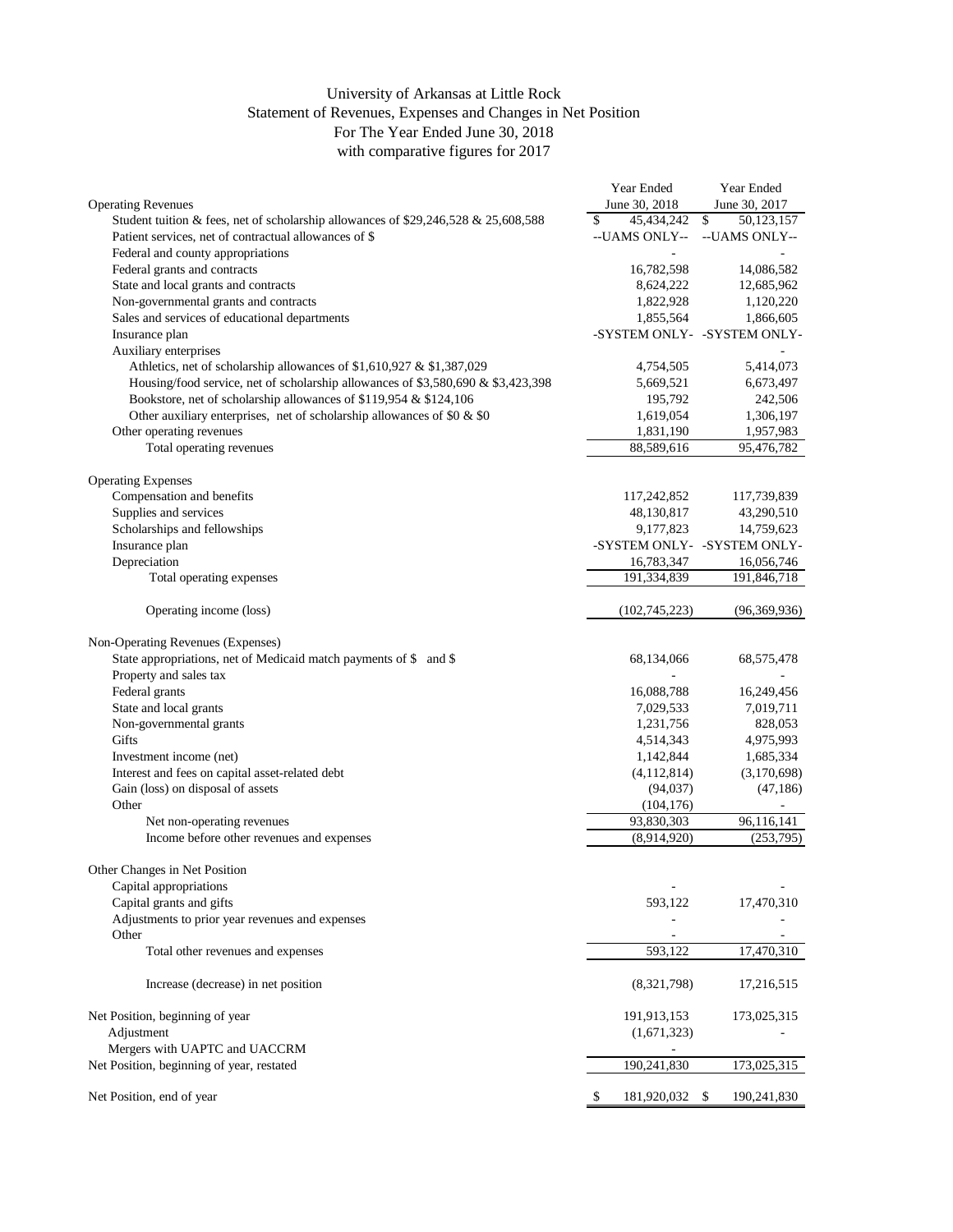# University of Arkansas at Little Rock
## Statement of Revenues, Expenses and Changes in Net Position
### For The Year Ended June 30, 2018
### with comparative figures for 2017

| | Year Ended June 30, 2018 | Year Ended June 30, 2017 |
|---|---|---|
| **Operating Revenues** | | |
| Student tuition & fees, net of scholarship allowances of $29,246,528 & 25,608,588 | $ 45,434,242 | $ 50,123,157 |
| Patient services, net of contractual allowances of $ | --UAMS ONLY-- | --UAMS ONLY-- |
| Federal and county appropriations | - | - |
| Federal grants and contracts | 16,782,598 | 14,086,582 |
| State and local grants and contracts | 8,624,222 | 12,685,962 |
| Non-governmental grants and contracts | 1,822,928 | 1,120,220 |
| Sales and services of educational departments | 1,855,564 | 1,866,605 |
| Insurance plan | -SYSTEM ONLY- | -SYSTEM ONLY- |
| Auxiliary enterprises | | - |
| Athletics, net of scholarship allowances of $1,610,927 & $1,387,029 | 4,754,505 | 5,414,073 |
| Housing/food service, net of scholarship allowances of $3,580,690 & $3,423,398 | 5,669,521 | 6,673,497 |
| Bookstore, net of scholarship allowances of $119,954 & $124,106 | 195,792 | 242,506 |
| Other auxiliary enterprises, net of scholarship allowances of $0 & $0 | 1,619,054 | 1,306,197 |
| Other operating revenues | 1,831,190 | 1,957,983 |
| Total operating revenues | 88,589,616 | 95,476,782 |
| **Operating Expenses** | | |
| Compensation and benefits | 117,242,852 | 117,739,839 |
| Supplies and services | 48,130,817 | 43,290,510 |
| Scholarships and fellowships | 9,177,823 | 14,759,623 |
| Insurance plan | -SYSTEM ONLY- | -SYSTEM ONLY- |
| Depreciation | 16,783,347 | 16,056,746 |
| Total operating expenses | 191,334,839 | 191,846,718 |
| Operating income (loss) | (102,745,223) | (96,369,936) |
| **Non-Operating Revenues (Expenses)** | | |
| State appropriations, net of Medicaid match payments of $ and $ | 68,134,066 | 68,575,478 |
| Property and sales tax | - | - |
| Federal grants | 16,088,788 | 16,249,456 |
| State and local grants | 7,029,533 | 7,019,711 |
| Non-governmental grants | 1,231,756 | 828,053 |
| Gifts | 4,514,343 | 4,975,993 |
| Investment income (net) | 1,142,844 | 1,685,334 |
| Interest and fees on capital asset-related debt | (4,112,814) | (3,170,698) |
| Gain (loss) on disposal of assets | (94,037) | (47,186) |
| Other | (104,176) | - |
| Net non-operating revenues | 93,830,303 | 96,116,141 |
| Income before other revenues and expenses | (8,914,920) | (253,795) |
| **Other Changes in Net Position** | | |
| Capital appropriations | - | - |
| Capital grants and gifts | 593,122 | 17,470,310 |
| Adjustments to prior year revenues and expenses | - | - |
| Other | - | - |
| Total other revenues and expenses | 593,122 | 17,470,310 |
| Increase (decrease) in net position | (8,321,798) | 17,216,515 |
| Net Position, beginning of year | 191,913,153 | 173,025,315 |
| Adjustment | (1,671,323) | - |
| Mergers with UAPTC and UACCRM | - | |
| Net Position, beginning of year, restated | 190,241,830 | 173,025,315 |
| Net Position, end of year | $ 181,920,032 | $ 190,241,830 |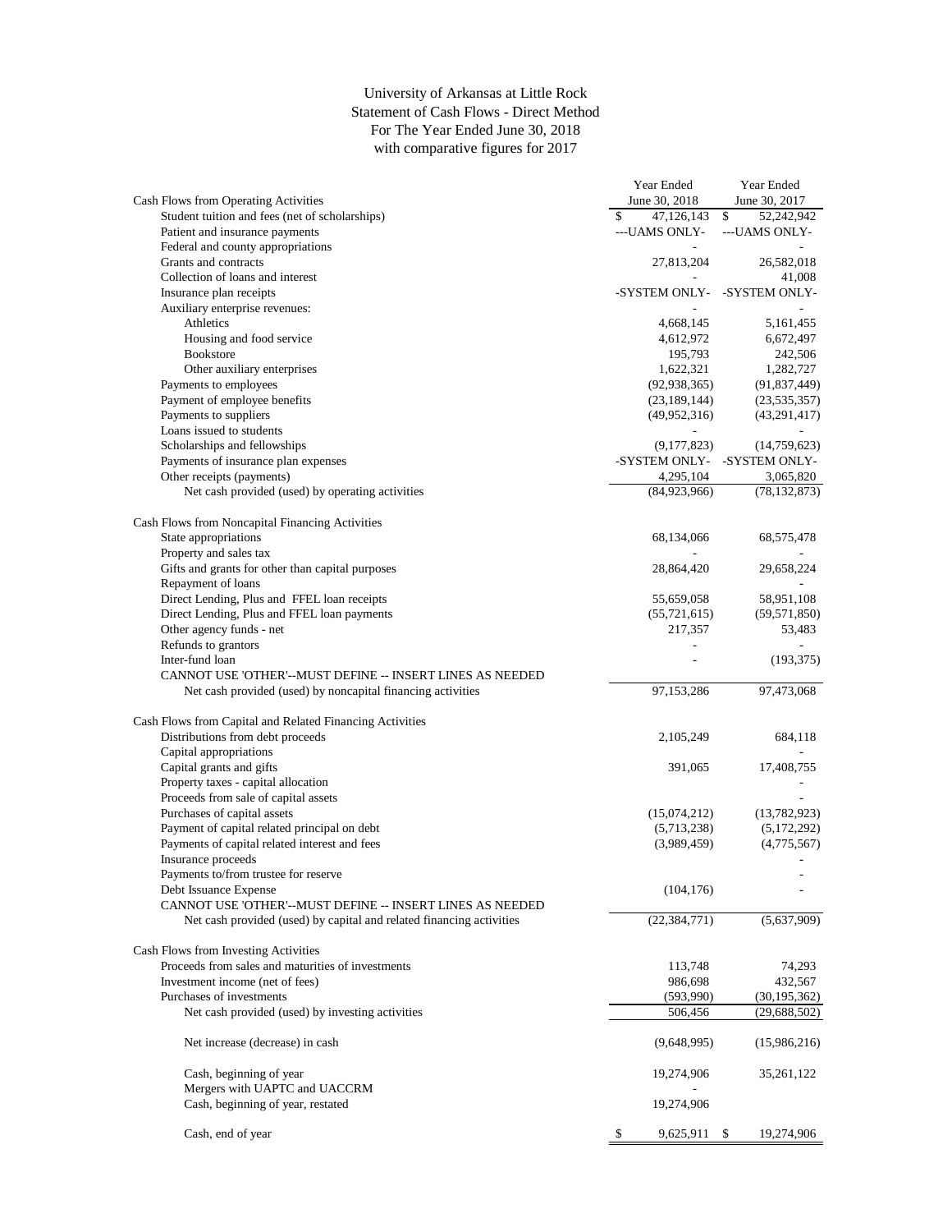# University of Arkansas at Little Rock
## Statement of Cash Flows - Direct Method
### For The Year Ended June 30, 2018
### with comparative figures for 2017

| Cash Flows from Operating Activities | Year Ended June 30, 2018 | Year Ended June 30, 2017 |
|---|---|---|
| Student tuition and fees (net of scholarships) | $ 47,126,143 | $ 52,242,942 |
| Patient and insurance payments | ---UAMS ONLY- | ---UAMS ONLY- |
| Federal and county appropriations | - | - |
| Grants and contracts | 27,813,204 | 26,582,018 |
| Collection of loans and interest | - | 41,008 |
| Insurance plan receipts | -SYSTEM ONLY- | -SYSTEM ONLY- |
| Auxiliary enterprise revenues: | - | - |
| Athletics | 4,668,145 | 5,161,455 |
| Housing and food service | 4,612,972 | 6,672,497 |
| Bookstore | 195,793 | 242,506 |
| Other auxiliary enterprises | 1,622,321 | 1,282,727 |
| Payments to employees | (92,938,365) | (91,837,449) |
| Payment of employee benefits | (23,189,144) | (23,535,357) |
| Payments to suppliers | (49,952,316) | (43,291,417) |
| Loans issued to students | - | - |
| Scholarships and fellowships | (9,177,823) | (14,759,623) |
| Payments of insurance plan expenses | -SYSTEM ONLY- | -SYSTEM ONLY- |
| Other receipts (payments) | 4,295,104 | 3,065,820 |
| Net cash provided (used) by operating activities | (84,923,966) | (78,132,873) |
| | | |
| **Cash Flows from Noncapital Financing Activities** | | |
| State appropriations | 68,134,066 | 68,575,478 |
| Property and sales tax | - | - |
| Gifts and grants for other than capital purposes | 28,864,420 | 29,658,224 |
| Repayment of loans | | - |
| Direct Lending, Plus and FFEL loan receipts | 55,659,058 | 58,951,108 |
| Direct Lending, Plus and FFEL loan payments | (55,721,615) | (59,571,850) |
| Other agency funds - net | 217,357 | 53,483 |
| Refunds to grantors | - | - |
| Inter-fund loan | - | (193,375) |
| CANNOT USE 'OTHER'--MUST DEFINE -- INSERT LINES AS NEEDED | | |
| Net cash provided (used) by noncapital financing activities | 97,153,286 | 97,473,068 |
| | | |
| **Cash Flows from Capital and Related Financing Activities** | | |
| Distributions from debt proceeds | 2,105,249 | 684,118 |
| Capital appropriations | | - |
| Capital grants and gifts | 391,065 | 17,408,755 |
| Property taxes - capital allocation | | - |
| Proceeds from sale of capital assets | | - |
| Purchases of capital assets | (15,074,212) | (13,782,923) |
| Payment of capital related principal on debt | (5,713,238) | (5,172,292) |
| Payments of capital related interest and fees | (3,989,459) | (4,775,567) |
| Insurance proceeds | | - |
| Payments to/from trustee for reserve | | - |
| Debt Issuance Expense | (104,176) | - |
| CANNOT USE 'OTHER'--MUST DEFINE -- INSERT LINES AS NEEDED | | |
| Net cash provided (used) by capital and related financing activities | (22,384,771) | (5,637,909) |
| | | |
| **Cash Flows from Investing Activities** | | |
| Proceeds from sales and maturities of investments | 113,748 | 74,293 |
| Investment income (net of fees) | 986,698 | 432,567 |
| Purchases of investments | (593,990) | (30,195,362) |
| Net cash provided (used) by investing activities | 506,456 | (29,688,502) |
| | | |
| Net increase (decrease) in cash | (9,648,995) | (15,986,216) |
| | | |
| Cash, beginning of year | 19,274,906 | 35,261,122 |
| Mergers with UAPTC and UACCRM | - | |
| Cash, beginning of year, restated | 19,274,906 | |
| | | |
| Cash, end of year | $ 9,625,911 | $ 19,274,906 |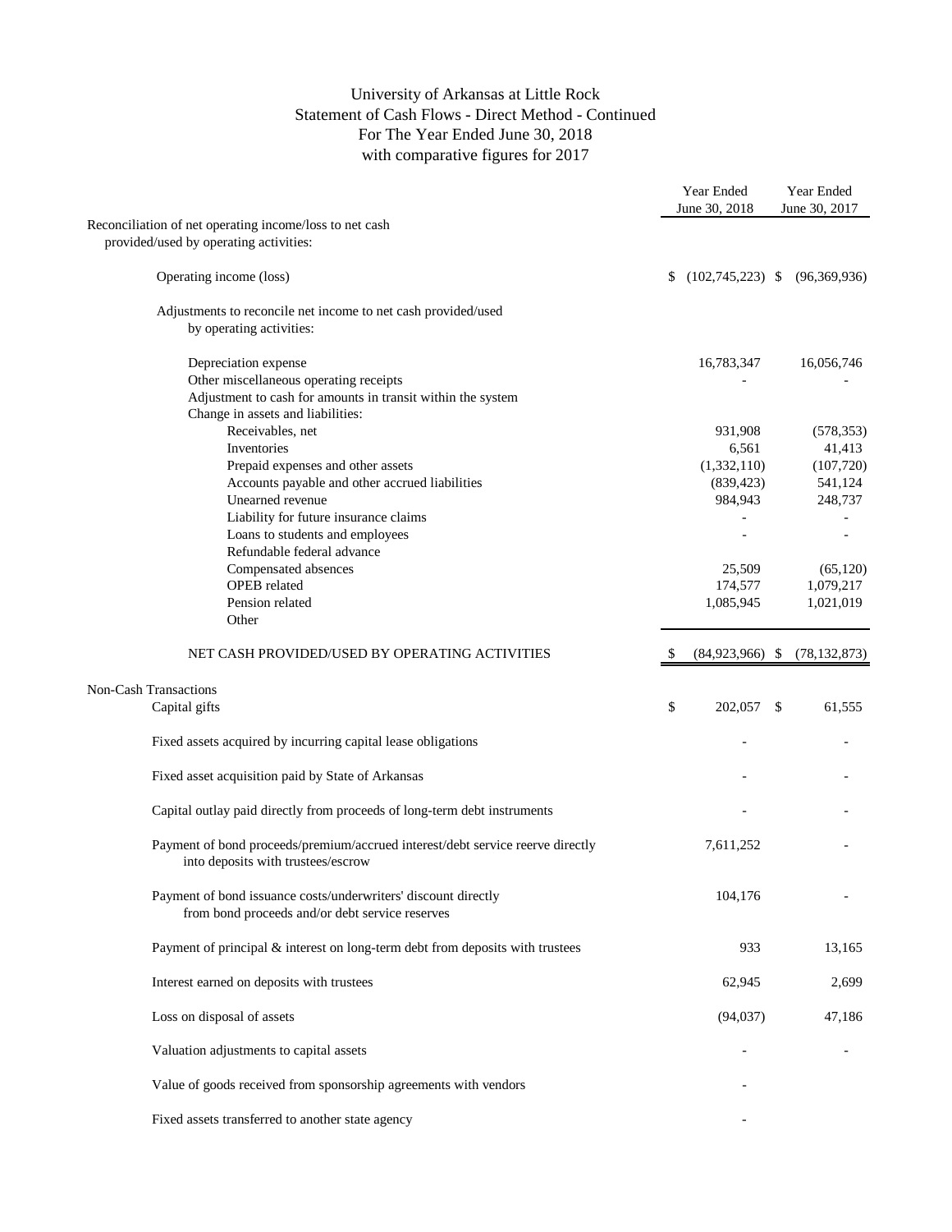# University of Arkansas at Little Rock
## Statement of Cash Flows - Direct Method - Continued
### For The Year Ended June 30, 2018
### with comparative figures for 2017

| | Year Ended June 30, 2018 | Year Ended June 30, 2017 |
|---|---|---|
| Reconciliation of net operating income/loss to net cash provided/used by operating activities: | | |
| Operating income (loss) | $ (102,745,223) | $ (96,369,936) |
| Adjustments to reconcile net income to net cash provided/used by operating activities: | | |
| Depreciation expense | 16,783,347 | 16,056,746 |
| Other miscellaneous operating receipts | - | - |
| Adjustment to cash for amounts in transit within the system | | |
| Change in assets and liabilities: | | |
| Receivables, net | 931,908 | (578,353) |
| Inventories | 6,561 | 41,413 |
| Prepaid expenses and other assets | (1,332,110) | (107,720) |
| Accounts payable and other accrued liabilities | (839,423) | 541,124 |
| Unearned revenue | 984,943 | 248,737 |
| Liability for future insurance claims | - | - |
| Loans to students and employees | - | - |
| Refundable federal advance | | |
| Compensated absences | 25,509 | (65,120) |
| OPEB related | 174,577 | 1,079,217 |
| Pension related | 1,085,945 | 1,021,019 |
| Other | | |
| NET CASH PROVIDED/USED BY OPERATING ACTIVITIES | $ (84,923,966) | $ (78,132,873) |
| Non-Cash Transactions | | |
| Capital gifts | $ 202,057 | $ 61,555 |
| Fixed assets acquired by incurring capital lease obligations | - | - |
| Fixed asset acquisition paid by State of Arkansas | - | - |
| Capital outlay paid directly from proceeds of long-term debt instruments | - | - |
| Payment of bond proceeds/premium/accrued interest/debt service reerve directly into deposits with trustees/escrow | 7,611,252 | - |
| Payment of bond issuance costs/underwriters' discount directly from bond proceeds and/or debt service reserves | 104,176 | - |
| Payment of principal & interest on long-term debt from deposits with trustees | 933 | 13,165 |
| Interest earned on deposits with trustees | 62,945 | 2,699 |
| Loss on disposal of assets | (94,037) | 47,186 |
| Valuation adjustments to capital assets | - | - |
| Value of goods received from sponsorship agreements with vendors | - | |
| Fixed assets transferred to another state agency | - | |